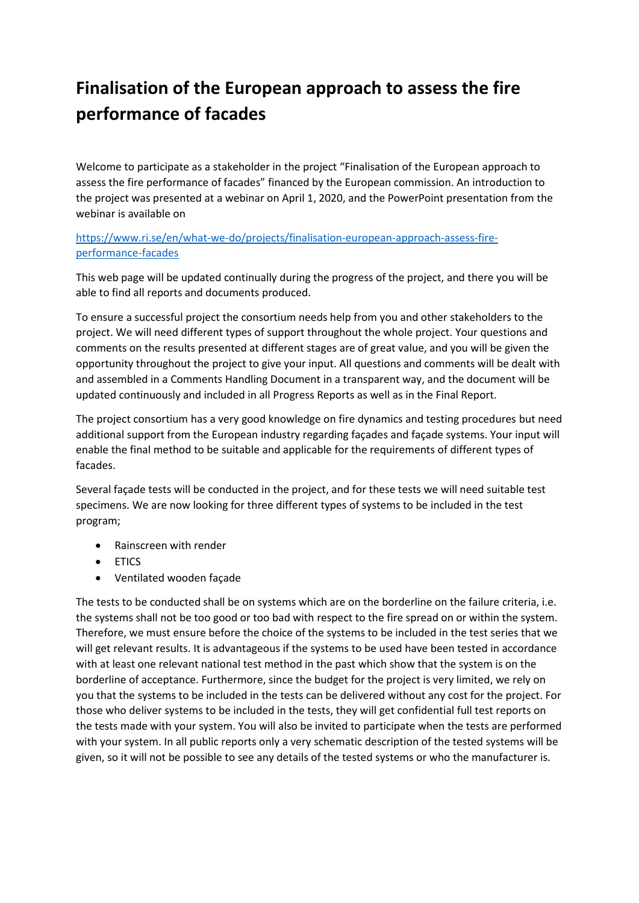# Finalisation of the European approach to assess the fire performance of facades

Welcome to participate as a stakeholder in the project "Finalisation of the European approach to assess the fire performance of facades" financed by the European commission. An introduction to the project was presented at a webinar on April 1, 2020, and the PowerPoint presentation from the webinar is available on

[https://www.ri.se/en/what-we-do/projects/finalisation-european-approach-assess-fire-performance-facades](https://www.ri.se/en/what-we-do/projects/finalisation-european-approach-assess-fire-performance-facades)

This web page will be updated continually during the progress of the project, and there you will be able to find all reports and documents produced.

To ensure a successful project the consortium needs help from you and other stakeholders to the project. We will need different types of support throughout the whole project. Your questions and comments on the results presented at different stages are of great value, and you will be given the opportunity throughout the project to give your input. All questions and comments will be dealt with and assembled in a Comments Handling Document in a transparent way, and the document will be updated continuously and included in all Progress Reports as well as in the Final Report.

The project consortium has a very good knowledge on fire dynamics and testing procedures but need additional support from the European industry regarding façades and façade systems. Your input will enable the final method to be suitable and applicable for the requirements of different types of facades.

Several façade tests will be conducted in the project, and for these tests we will need suitable test specimens. We are now looking for three different types of systems to be included in the test program;

- Rainscreen with render
- ETICS
- Ventilated wooden façade

The tests to be conducted shall be on systems which are on the borderline on the failure criteria, i.e. the systems shall not be too good or too bad with respect to the fire spread on or within the system. Therefore, we must ensure before the choice of the systems to be included in the test series that we will get relevant results. It is advantageous if the systems to be used have been tested in accordance with at least one relevant national test method in the past which show that the system is on the borderline of acceptance. Furthermore, since the budget for the project is very limited, we rely on you that the systems to be included in the tests can be delivered without any cost for the project. For those who deliver systems to be included in the tests, they will get confidential full test reports on the tests made with your system. You will also be invited to participate when the tests are performed with your system. In all public reports only a very schematic description of the tested systems will be given, so it will not be possible to see any details of the tested systems or who the manufacturer is.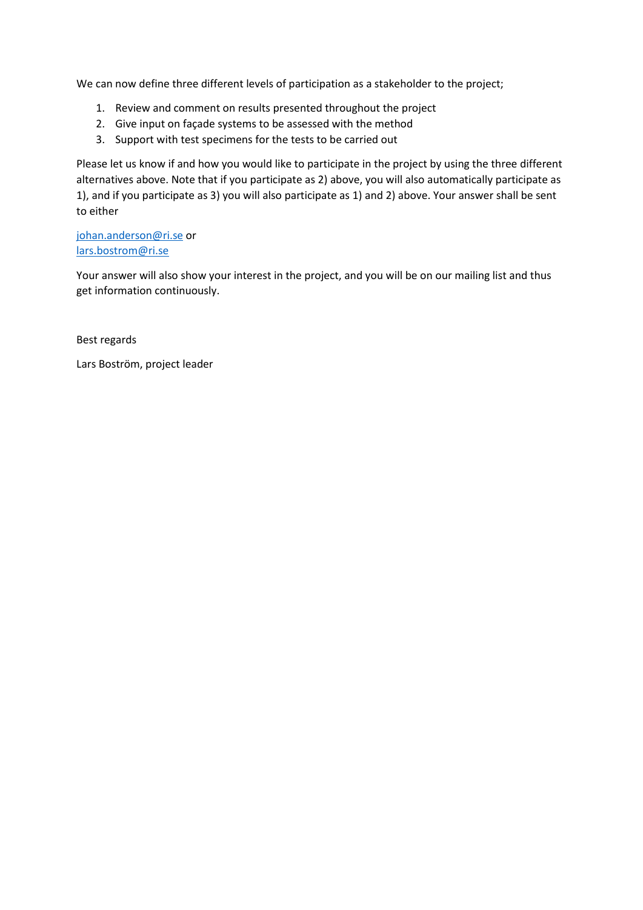We can now define three different levels of participation as a stakeholder to the project;

1. Review and comment on results presented throughout the project
2. Give input on façade systems to be assessed with the method
3. Support with test specimens for the tests to be carried out

Please let us know if and how you would like to participate in the project by using the three different alternatives above. Note that if you participate as 2) above, you will also automatically participate as 1), and if you participate as 3) you will also participate as 1) and 2) above. Your answer shall be sent to either

johan.anderson@ri.se or
lars.bostrom@ri.se

Your answer will also show your interest in the project, and you will be on our mailing list and thus get information continuously.

Best regards

Lars Boström, project leader